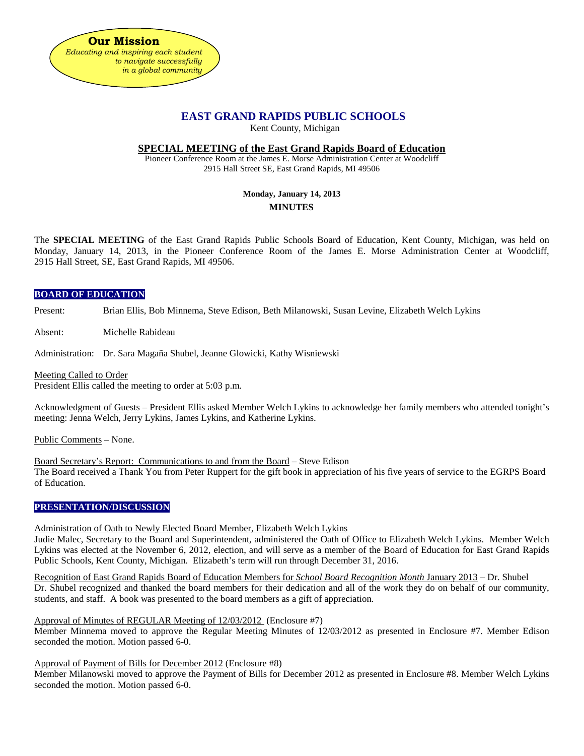**Our Mission**
*Educating and inspiring each student to navigate successfully in a global community*

# EAST GRAND RAPIDS PUBLIC SCHOOLS

Kent County, Michigan

## SPECIAL MEETING of the East Grand Rapids Board of Education

Pioneer Conference Room at the James E. Morse Administration Center at Woodcliff
2915 Hall Street SE, East Grand Rapids, MI 49506

**Monday, January 14, 2013**

**MINUTES**

The **SPECIAL MEETING** of the East Grand Rapids Public Schools Board of Education, Kent County, Michigan, was held on Monday, January 14, 2013, in the Pioneer Conference Room of the James E. Morse Administration Center at Woodcliff, 2915 Hall Street, SE, East Grand Rapids, MI 49506.

### BOARD OF EDUCATION

Present: Brian Ellis, Bob Minnema, Steve Edison, Beth Milanowski, Susan Levine, Elizabeth Welch Lykins

Absent: Michelle Rabideau

Administration: Dr. Sara Magaña Shubel, Jeanne Glowicki, Kathy Wisniewski

Meeting Called to Order
President Ellis called the meeting to order at 5:03 p.m.

Acknowledgment of Guests – President Ellis asked Member Welch Lykins to acknowledge her family members who attended tonight's meeting: Jenna Welch, Jerry Lykins, James Lykins, and Katherine Lykins.

Public Comments – None.

Board Secretary's Report: Communications to and from the Board – Steve Edison
The Board received a Thank You from Peter Ruppert for the gift book in appreciation of his five years of service to the EGRPS Board of Education.

### PRESENTATION/DISCUSSION

Administration of Oath to Newly Elected Board Member, Elizabeth Welch Lykins
Judie Malec, Secretary to the Board and Superintendent, administered the Oath of Office to Elizabeth Welch Lykins. Member Welch Lykins was elected at the November 6, 2012, election, and will serve as a member of the Board of Education for East Grand Rapids Public Schools, Kent County, Michigan. Elizabeth's term will run through December 31, 2016.

Recognition of East Grand Rapids Board of Education Members for *School Board Recognition Month* January 2013 – Dr. Shubel
Dr. Shubel recognized and thanked the board members for their dedication and all of the work they do on behalf of our community, students, and staff. A book was presented to the board members as a gift of appreciation.

Approval of Minutes of REGULAR Meeting of 12/03/2012 (Enclosure #7)
Member Minnema moved to approve the Regular Meeting Minutes of 12/03/2012 as presented in Enclosure #7. Member Edison seconded the motion. Motion passed 6-0.

Approval of Payment of Bills for December 2012 (Enclosure #8)
Member Milanowski moved to approve the Payment of Bills for December 2012 as presented in Enclosure #8. Member Welch Lykins seconded the motion. Motion passed 6-0.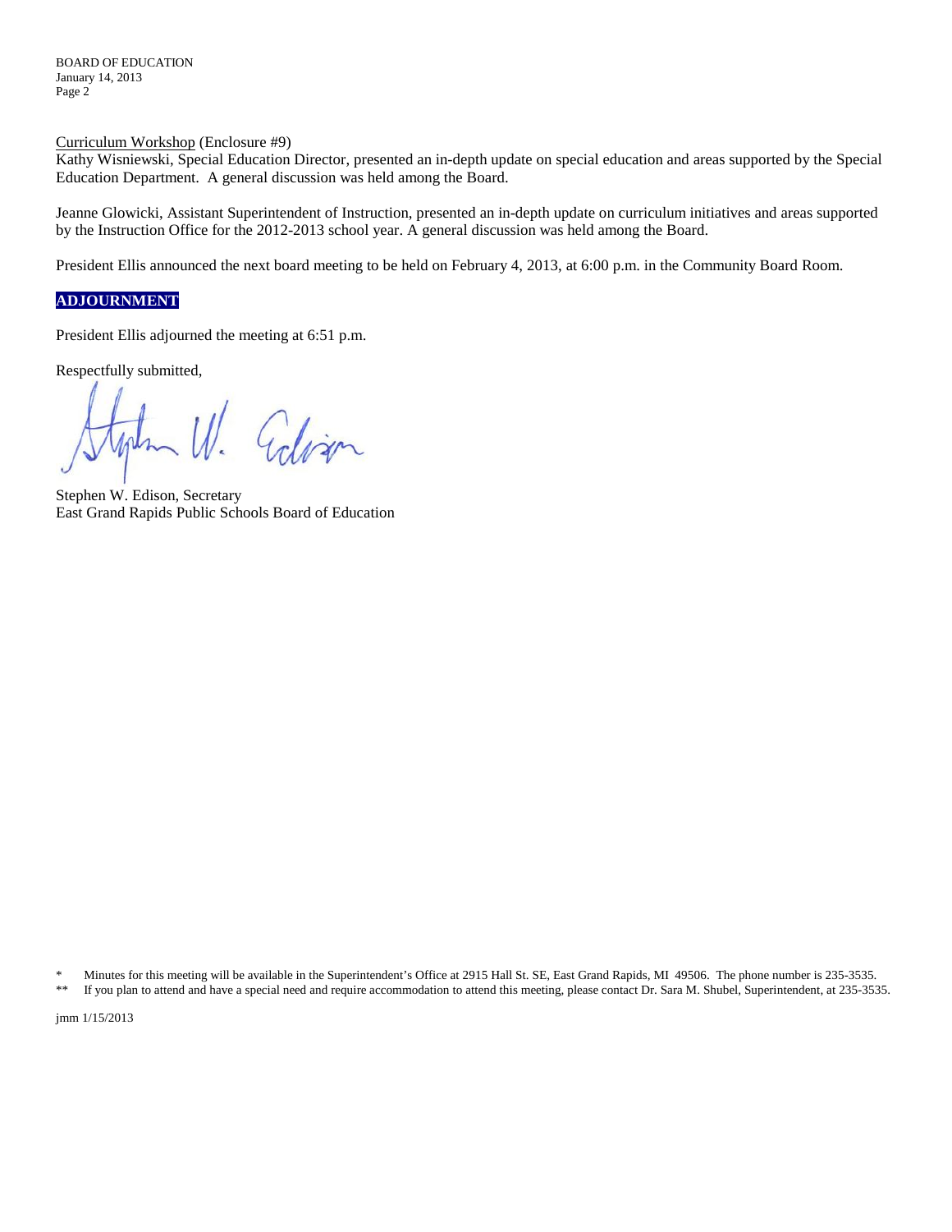Curriculum Workshop (Enclosure #9)
Kathy Wisniewski, Special Education Director, presented an in-depth update on special education and areas supported by the Special Education Department. A general discussion was held among the Board.

Jeanne Glowicki, Assistant Superintendent of Instruction, presented an in-depth update on curriculum initiatives and areas supported by the Instruction Office for the 2012-2013 school year. A general discussion was held among the Board.

President Ellis announced the next board meeting to be held on February 4, 2013, at 6:00 p.m. in the Community Board Room.

**ADJOURNMENT**

President Ellis adjourned the meeting at 6:51 p.m.

Respectfully submitted,

Stephen W. Edison, Secretary
East Grand Rapids Public Schools Board of Education

\* Minutes for this meeting will be available in the Superintendent's Office at 2915 Hall St. SE, East Grand Rapids, MI 49506. The phone number is 235-3535.
\*\* If you plan to attend and have a special need and require accommodation to attend this meeting, please contact Dr. Sara M. Shubel, Superintendent, at 235-3535.

jmm 1/15/2013